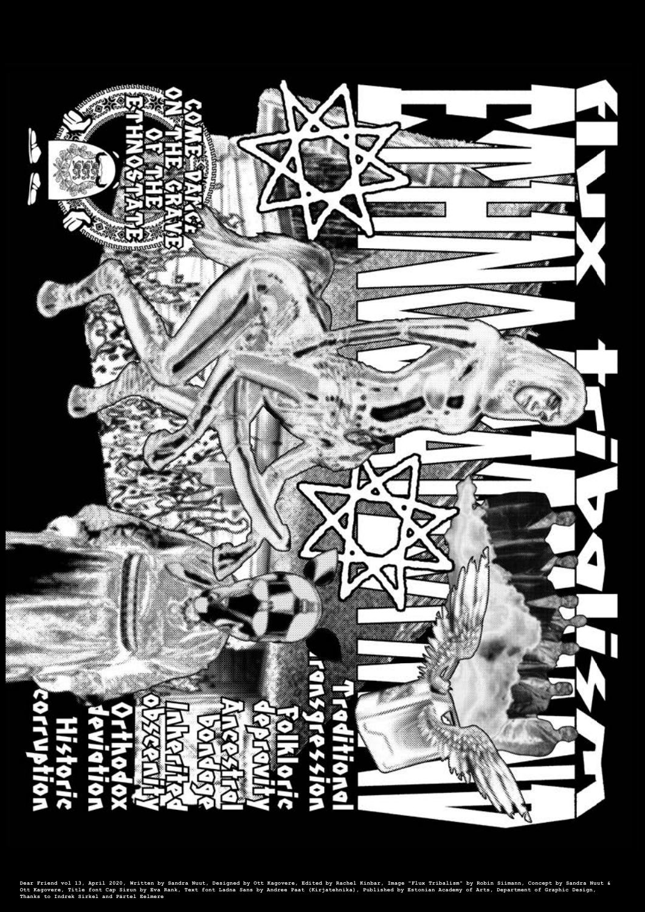# flux tribalism

COME DANCE ON THE GRAVE OF THE ETHNOSTATE

Traditional transgression
Folkloric depravity
Ancestral bondage
Inherited obscenity
Orthodox deviation
Historic corruption

Dear Friend vol 13, April 2020, Written by Sandra Nuut, Designed by Ott Kagovere, Edited by Rachel Kinbar, Image "Flux Tribalism" by Robin Siimann, Concept by Sandra Nuut & Ott Kagovere, Title font Cap Sizun by Eva Rank, Text font Ladna Sans by Andree Paat (Kirjatehnika), Published by Estonian Academy of Arts, Department of Graphic Design, Thanks to Indrek Sirkel and Pärtel Eelmere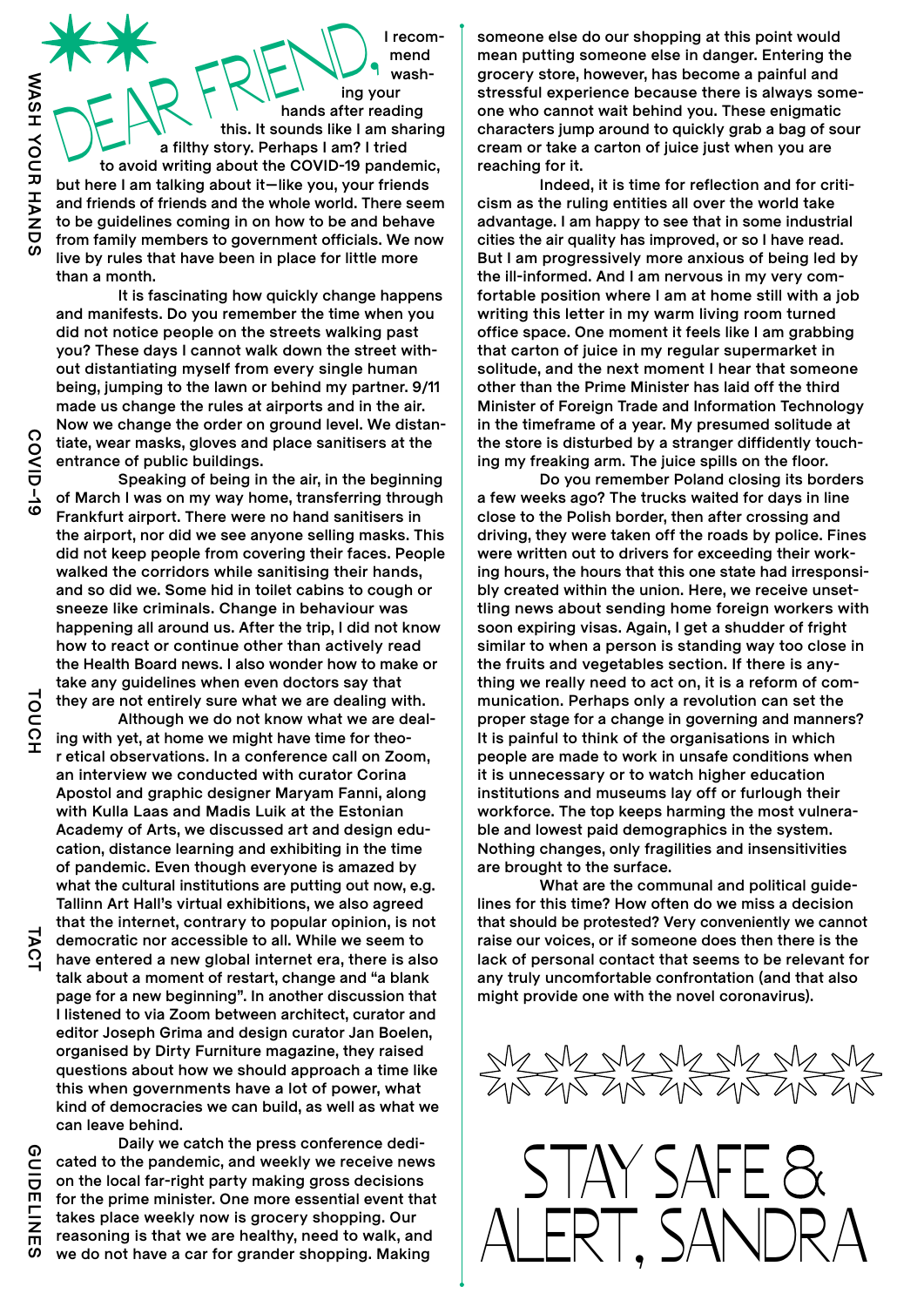# DEAR FRIEND,

I recommend washing your hands after reading this. It sounds like I am sharing a filthy story. Perhaps I am? I tried to avoid writing about the COVID-19 pandemic, but here I am talking about it—like you, your friends and friends of friends and the whole world. There seem to be guidelines coming in on how to be and behave from family members to government officials. We now live by rules that have been in place for little more than a month.

It is fascinating how quickly change happens and manifests. Do you remember the time when you did not notice people on the streets walking past you? These days I cannot walk down the street without distantiating myself from every single human being, jumping to the lawn or behind my partner. 9/11 made us change the rules at airports and in the air. Now we change the order on ground level. We distantiate, wear masks, gloves and place sanitisers at the entrance of public buildings.

Speaking of being in the air, in the beginning of March I was on my way home, transferring through Frankfurt airport. There were no hand sanitisers in the airport, nor did we see anyone selling masks. This did not keep people from covering their faces. People walked the corridors while sanitising their hands, and so did we. Some hid in toilet cabins to cough or sneeze like criminals. Change in behaviour was happening all around us. After the trip, I did not know how to react or continue other than actively read the Health Board news. I also wonder how to make or take any guidelines when even doctors say that they are not entirely sure what we are dealing with.

Although we do not know what we are dealing with yet, at home we might have time for theoretical observations. In a conference call on Zoom, an interview we conducted with curator Corina Apostol and graphic designer Maryam Fanni, along with Kulla Laas and Madis Luik at the Estonian Academy of Arts, we discussed art and design education, distance learning and exhibiting in the time of pandemic. Even though everyone is amazed by what the cultural institutions are putting out now, e.g. Tallinn Art Hall's virtual exhibitions, we also agreed that the internet, contrary to popular opinion, is not democratic nor accessible to all. While we seem to have entered a new global internet era, there is also talk about a moment of restart, change and "a blank page for a new beginning". In another discussion that I listened to via Zoom between architect, curator and editor Joseph Grima and design curator Jan Boelen, organised by Dirty Furniture magazine, they raised questions about how we should approach a time like this when governments have a lot of power, what kind of democracies we can build, as well as what we can leave behind.

Daily we catch the press conference dedicated to the pandemic, and weekly we receive news on the local far-right party making gross decisions for the prime minister. One more essential event that takes place weekly now is grocery shopping. Our reasoning is that we are healthy, need to walk, and we do not have a car for grander shopping. Making someone else do our shopping at this point would mean putting someone else in danger. Entering the grocery store, however, has become a painful and stressful experience because there is always someone who cannot wait behind you. These enigmatic characters jump around to quickly grab a bag of sour cream or take a carton of juice just when you are reaching for it.

Indeed, it is time for reflection and for criticism as the ruling entities all over the world take advantage. I am happy to see that in some industrial cities the air quality has improved, or so I have read. But I am progressively more anxious of being led by the ill-informed. And I am nervous in my very comfortable position where I am at home still with a job writing this letter in my warm living room turned office space. One moment it feels like I am grabbing that carton of juice in my regular supermarket in solitude, and the next moment I hear that someone other than the Prime Minister has laid off the third Minister of Foreign Trade and Information Technology in the timeframe of a year. My presumed solitude at the store is disturbed by a stranger diffidently touching my freaking arm. The juice spills on the floor.

Do you remember Poland closing its borders a few weeks ago? The trucks waited for days in line close to the Polish border, then after crossing and driving, they were taken off the roads by police. Fines were written out to drivers for exceeding their working hours, the hours that this one state had irresponsibly created within the union. Here, we receive unsettling news about sending home foreign workers with soon expiring visas. Again, I get a shudder of fright similar to when a person is standing way too close in the fruits and vegetables section. If there is anything we really need to act on, it is a reform of communication. Perhaps only a revolution can set the proper stage for a change in governing and manners? It is painful to think of the organisations in which people are made to work in unsafe conditions when it is unnecessary or to watch higher education institutions and museums lay off or furlough their workforce. The top keeps harming the most vulnerable and lowest paid demographics in the system. Nothing changes, only fragilities and insensitivities are brought to the surface.

What are the communal and political guidelines for this time? How often do we miss a decision that should be protested? Very conveniently we cannot raise our voices, or if someone does then there is the lack of personal contact that seems to be relevant for any truly uncomfortable confrontation (and that also might provide one with the novel coronavirus).

STAY SAFE & ALERT, SANDRA

WASH YOUR HANDS — COVID-19 — TOUCH — TACT — GUIDELINES